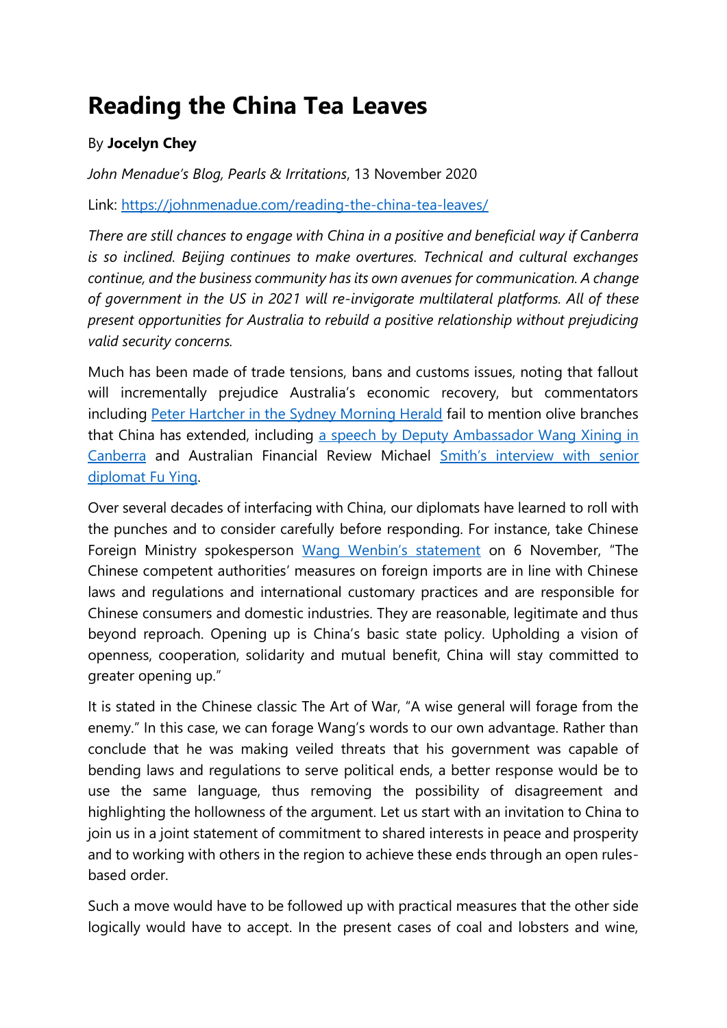# Reading the China Tea Leaves

By **Jocelyn Chey**

*John Menadue's Blog, Pearls & Irritations*, 13 November 2020

Link: [https://johnmenadue.com/reading-the-china-tea-leaves/](https://johnmenadue.com/reading-the-china-tea-leaves/)

*There are still chances to engage with China in a positive and beneficial way if Canberra is so inclined. Beijing continues to make overtures. Technical and cultural exchanges continue, and the business community has its own avenues for communication. A change of government in the US in 2021 will re-invigorate multilateral platforms. All of these present opportunities for Australia to rebuild a positive relationship without prejudicing valid security concerns.*

Much has been made of trade tensions, bans and customs issues, noting that fallout will incrementally prejudice Australia's economic recovery, but commentators including Peter Hartcher in the Sydney Morning Herald fail to mention olive branches that China has extended, including a speech by Deputy Ambassador Wang Xining in Canberra and Australian Financial Review Michael Smith's interview with senior diplomat Fu Ying.

Over several decades of interfacing with China, our diplomats have learned to roll with the punches and to consider carefully before responding. For instance, take Chinese Foreign Ministry spokesperson Wang Wenbin's statement on 6 November, "The Chinese competent authorities' measures on foreign imports are in line with Chinese laws and regulations and international customary practices and are responsible for Chinese consumers and domestic industries. They are reasonable, legitimate and thus beyond reproach. Opening up is China's basic state policy. Upholding a vision of openness, cooperation, solidarity and mutual benefit, China will stay committed to greater opening up."

It is stated in the Chinese classic The Art of War, "A wise general will forage from the enemy." In this case, we can forage Wang's words to our own advantage. Rather than conclude that he was making veiled threats that his government was capable of bending laws and regulations to serve political ends, a better response would be to use the same language, thus removing the possibility of disagreement and highlighting the hollowness of the argument. Let us start with an invitation to China to join us in a joint statement of commitment to shared interests in peace and prosperity and to working with others in the region to achieve these ends through an open rules-based order.

Such a move would have to be followed up with practical measures that the other side logically would have to accept. In the present cases of coal and lobsters and wine,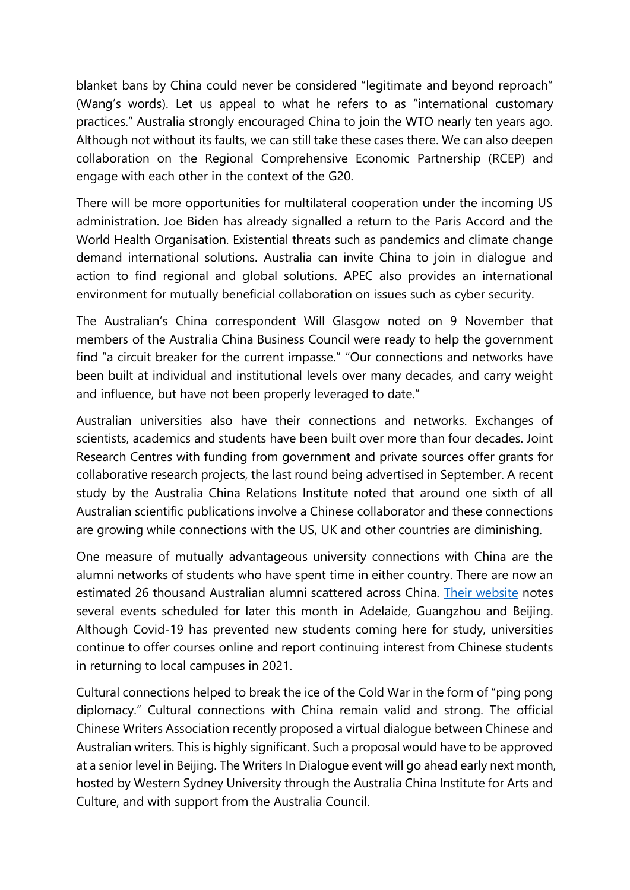blanket bans by China could never be considered "legitimate and beyond reproach" (Wang's words). Let us appeal to what he refers to as "international customary practices." Australia strongly encouraged China to join the WTO nearly ten years ago. Although not without its faults, we can still take these cases there. We can also deepen collaboration on the Regional Comprehensive Economic Partnership (RCEP) and engage with each other in the context of the G20.

There will be more opportunities for multilateral cooperation under the incoming US administration. Joe Biden has already signalled a return to the Paris Accord and the World Health Organisation. Existential threats such as pandemics and climate change demand international solutions. Australia can invite China to join in dialogue and action to find regional and global solutions. APEC also provides an international environment for mutually beneficial collaboration on issues such as cyber security.

The Australian's China correspondent Will Glasgow noted on 9 November that members of the Australia China Business Council were ready to help the government find "a circuit breaker for the current impasse." "Our connections and networks have been built at individual and institutional levels over many decades, and carry weight and influence, but have not been properly leveraged to date."

Australian universities also have their connections and networks. Exchanges of scientists, academics and students have been built over more than four decades. Joint Research Centres with funding from government and private sources offer grants for collaborative research projects, the last round being advertised in September. A recent study by the Australia China Relations Institute noted that around one sixth of all Australian scientific publications involve a Chinese collaborator and these connections are growing while connections with the US, UK and other countries are diminishing.

One measure of mutually advantageous university connections with China are the alumni networks of students who have spent time in either country. There are now an estimated 26 thousand Australian alumni scattered across China. Their website notes several events scheduled for later this month in Adelaide, Guangzhou and Beijing. Although Covid-19 has prevented new students coming here for study, universities continue to offer courses online and report continuing interest from Chinese students in returning to local campuses in 2021.

Cultural connections helped to break the ice of the Cold War in the form of "ping pong diplomacy." Cultural connections with China remain valid and strong. The official Chinese Writers Association recently proposed a virtual dialogue between Chinese and Australian writers. This is highly significant. Such a proposal would have to be approved at a senior level in Beijing. The Writers In Dialogue event will go ahead early next month, hosted by Western Sydney University through the Australia China Institute for Arts and Culture, and with support from the Australia Council.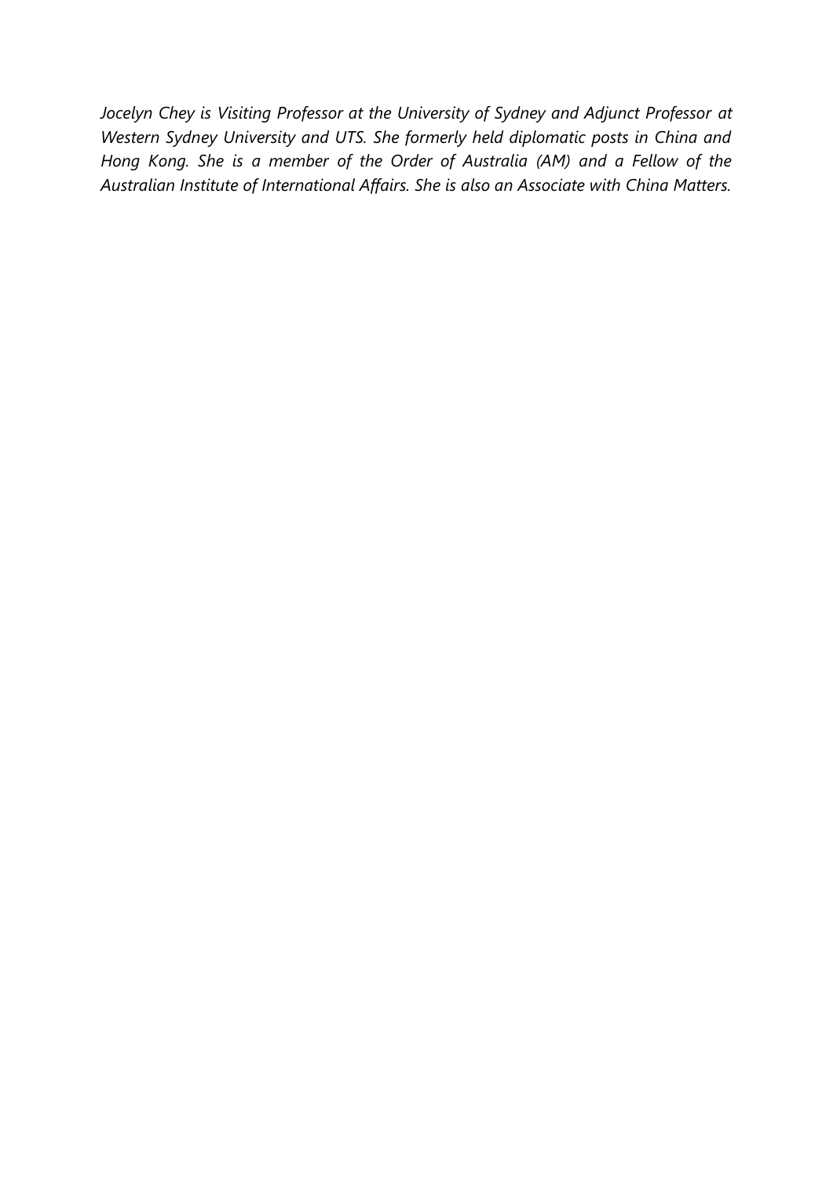*Jocelyn Chey is Visiting Professor at the University of Sydney and Adjunct Professor at Western Sydney University and UTS. She formerly held diplomatic posts in China and Hong Kong. She is a member of the Order of Australia (AM) and a Fellow of the Australian Institute of International Affairs. She is also an Associate with China Matters.*